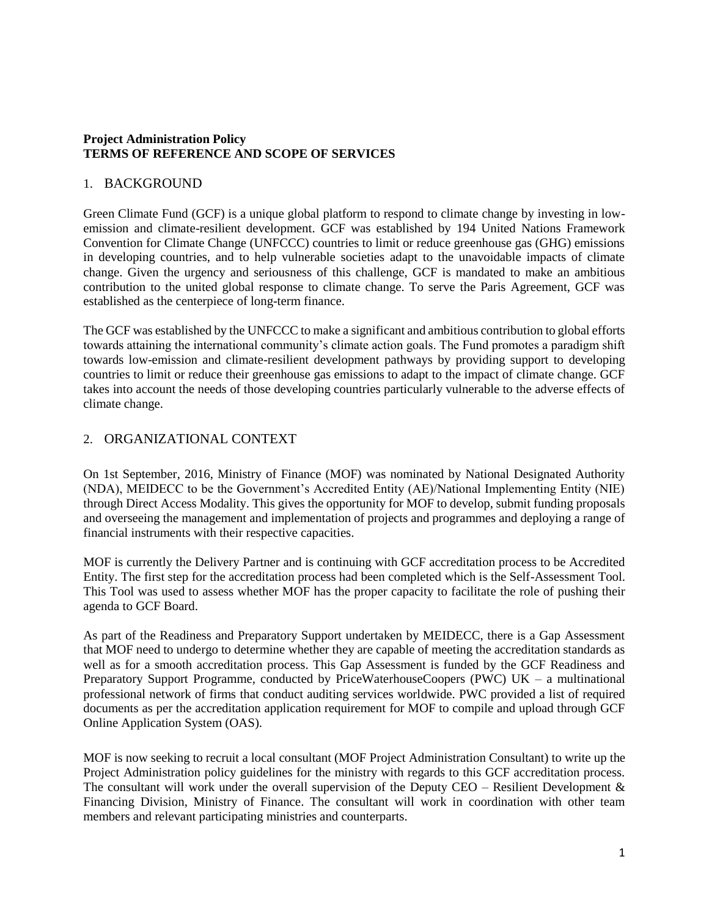**Project Administration Policy**
**TERMS OF REFERENCE AND SCOPE OF SERVICES**

## 1. BACKGROUND

Green Climate Fund (GCF) is a unique global platform to respond to climate change by investing in low-emission and climate-resilient development. GCF was established by 194 United Nations Framework Convention for Climate Change (UNFCCC) countries to limit or reduce greenhouse gas (GHG) emissions in developing countries, and to help vulnerable societies adapt to the unavoidable impacts of climate change. Given the urgency and seriousness of this challenge, GCF is mandated to make an ambitious contribution to the united global response to climate change. To serve the Paris Agreement, GCF was established as the centerpiece of long-term finance.

The GCF was established by the UNFCCC to make a significant and ambitious contribution to global efforts towards attaining the international community's climate action goals. The Fund promotes a paradigm shift towards low-emission and climate-resilient development pathways by providing support to developing countries to limit or reduce their greenhouse gas emissions to adapt to the impact of climate change. GCF takes into account the needs of those developing countries particularly vulnerable to the adverse effects of climate change.

## 2. ORGANIZATIONAL CONTEXT

On 1st September, 2016, Ministry of Finance (MOF) was nominated by National Designated Authority (NDA), MEIDECC to be the Government's Accredited Entity (AE)/National Implementing Entity (NIE) through Direct Access Modality. This gives the opportunity for MOF to develop, submit funding proposals and overseeing the management and implementation of projects and programmes and deploying a range of financial instruments with their respective capacities.

MOF is currently the Delivery Partner and is continuing with GCF accreditation process to be Accredited Entity. The first step for the accreditation process had been completed which is the Self-Assessment Tool. This Tool was used to assess whether MOF has the proper capacity to facilitate the role of pushing their agenda to GCF Board.

As part of the Readiness and Preparatory Support undertaken by MEIDECC, there is a Gap Assessment that MOF need to undergo to determine whether they are capable of meeting the accreditation standards as well as for a smooth accreditation process. This Gap Assessment is funded by the GCF Readiness and Preparatory Support Programme, conducted by PriceWaterhouseCoopers (PWC) UK – a multinational professional network of firms that conduct auditing services worldwide. PWC provided a list of required documents as per the accreditation application requirement for MOF to compile and upload through GCF Online Application System (OAS).

MOF is now seeking to recruit a local consultant (MOF Project Administration Consultant) to write up the Project Administration policy guidelines for the ministry with regards to this GCF accreditation process. The consultant will work under the overall supervision of the Deputy CEO – Resilient Development & Financing Division, Ministry of Finance. The consultant will work in coordination with other team members and relevant participating ministries and counterparts.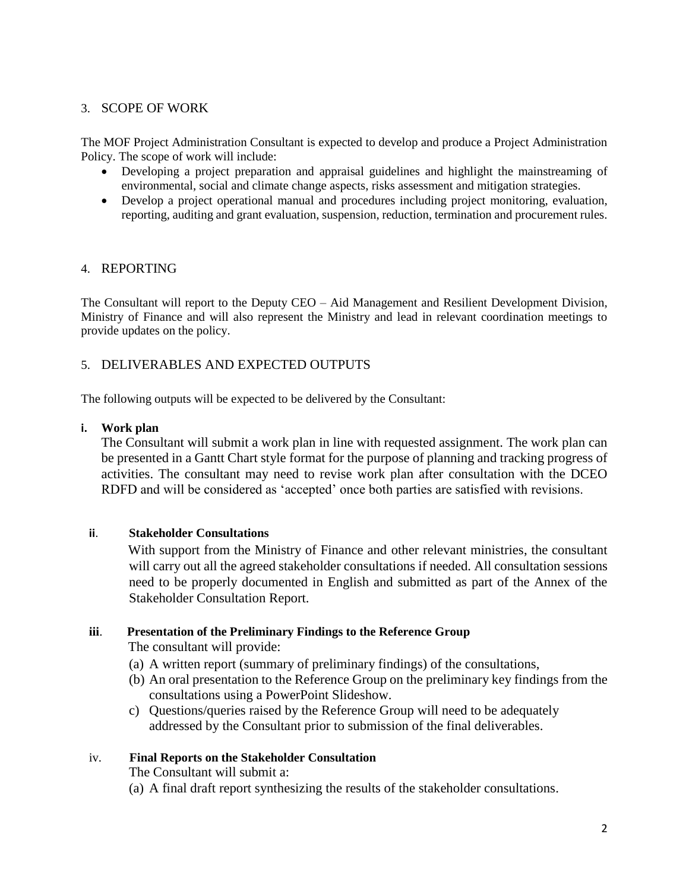## 3. SCOPE OF WORK

The MOF Project Administration Consultant is expected to develop and produce a Project Administration Policy. The scope of work will include:

- Developing a project preparation and appraisal guidelines and highlight the mainstreaming of environmental, social and climate change aspects, risks assessment and mitigation strategies.
- Develop a project operational manual and procedures including project monitoring, evaluation, reporting, auditing and grant evaluation, suspension, reduction, termination and procurement rules.

## 4. REPORTING

The Consultant will report to the Deputy CEO – Aid Management and Resilient Development Division, Ministry of Finance and will also represent the Ministry and lead in relevant coordination meetings to provide updates on the policy.

## 5. DELIVERABLES AND EXPECTED OUTPUTS

The following outputs will be expected to be delivered by the Consultant:

**i. Work plan**

The Consultant will submit a work plan in line with requested assignment. The work plan can be presented in a Gantt Chart style format for the purpose of planning and tracking progress of activities. The consultant may need to revise work plan after consultation with the DCEO RDFD and will be considered as 'accepted' once both parties are satisfied with revisions.

**ii. Stakeholder Consultations**

With support from the Ministry of Finance and other relevant ministries, the consultant will carry out all the agreed stakeholder consultations if needed. All consultation sessions need to be properly documented in English and submitted as part of the Annex of the Stakeholder Consultation Report.

**iii. Presentation of the Preliminary Findings to the Reference Group**

The consultant will provide:

(a) A written report (summary of preliminary findings) of the consultations,

(b) An oral presentation to the Reference Group on the preliminary key findings from the consultations using a PowerPoint Slideshow.

c) Questions/queries raised by the Reference Group will need to be adequately addressed by the Consultant prior to submission of the final deliverables.

**iv. Final Reports on the Stakeholder Consultation**

The Consultant will submit a:

(a) A final draft report synthesizing the results of the stakeholder consultations.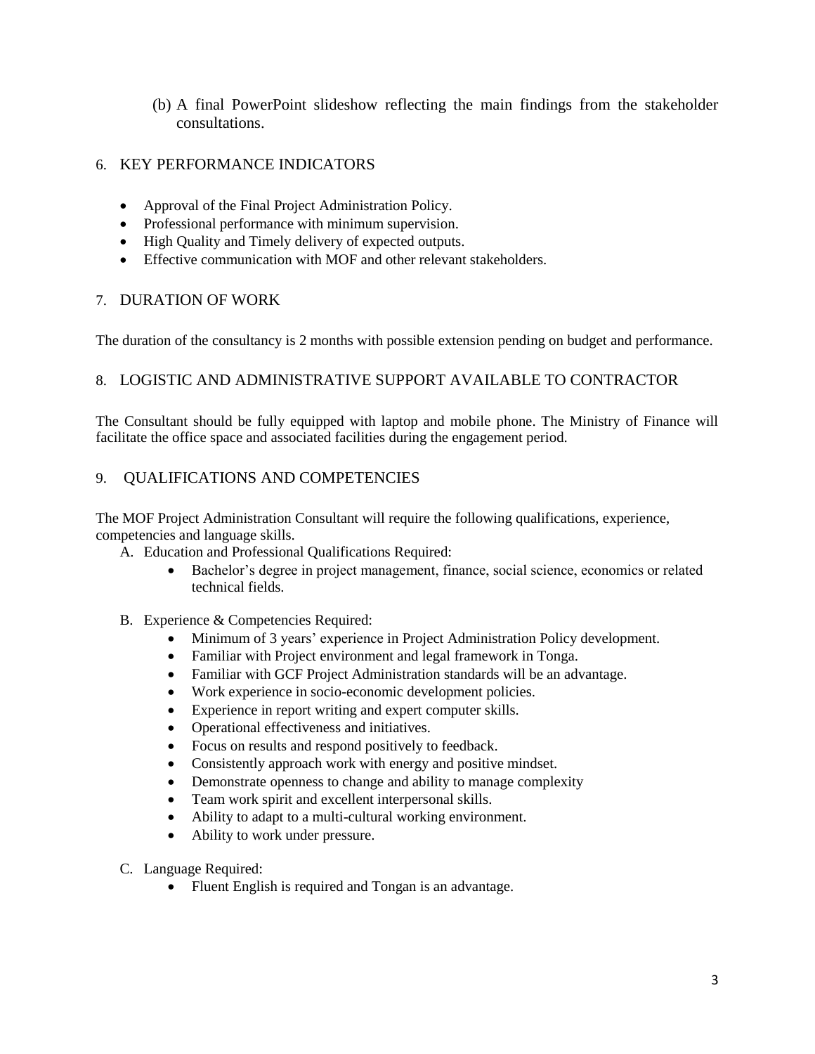(b) A final PowerPoint slideshow reflecting the main findings from the stakeholder consultations.

## 6. KEY PERFORMANCE INDICATORS

- Approval of the Final Project Administration Policy.
- Professional performance with minimum supervision.
- High Quality and Timely delivery of expected outputs.
- Effective communication with MOF and other relevant stakeholders.

## 7. DURATION OF WORK

The duration of the consultancy is 2 months with possible extension pending on budget and performance.

## 8. LOGISTIC AND ADMINISTRATIVE SUPPORT AVAILABLE TO CONTRACTOR

The Consultant should be fully equipped with laptop and mobile phone. The Ministry of Finance will facilitate the office space and associated facilities during the engagement period.

## 9. QUALIFICATIONS AND COMPETENCIES

The MOF Project Administration Consultant will require the following qualifications, experience, competencies and language skills.

A. Education and Professional Qualifications Required:
   - Bachelor's degree in project management, finance, social science, economics or related technical fields.

B. Experience & Competencies Required:
   - Minimum of 3 years' experience in Project Administration Policy development.
   - Familiar with Project environment and legal framework in Tonga.
   - Familiar with GCF Project Administration standards will be an advantage.
   - Work experience in socio-economic development policies.
   - Experience in report writing and expert computer skills.
   - Operational effectiveness and initiatives.
   - Focus on results and respond positively to feedback.
   - Consistently approach work with energy and positive mindset.
   - Demonstrate openness to change and ability to manage complexity
   - Team work spirit and excellent interpersonal skills.
   - Ability to adapt to a multi-cultural working environment.
   - Ability to work under pressure.

C. Language Required:
   - Fluent English is required and Tongan is an advantage.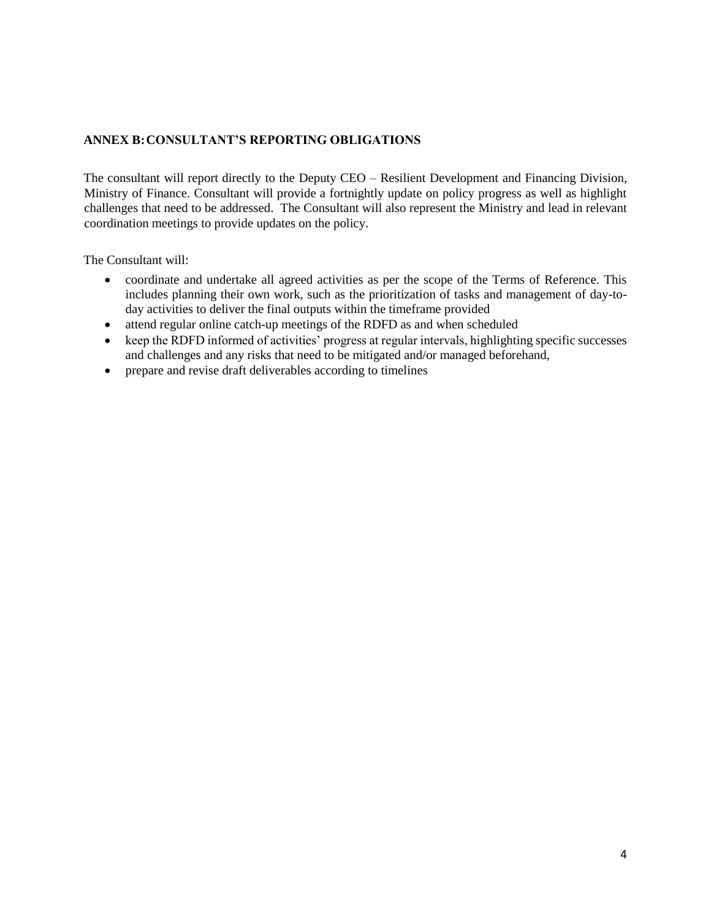## ANNEX B: CONSULTANT'S REPORTING OBLIGATIONS

The consultant will report directly to the Deputy CEO – Resilient Development and Financing Division, Ministry of Finance. Consultant will provide a fortnightly update on policy progress as well as highlight challenges that need to be addressed. The Consultant will also represent the Ministry and lead in relevant coordination meetings to provide updates on the policy.

The Consultant will:

- coordinate and undertake all agreed activities as per the scope of the Terms of Reference. This includes planning their own work, such as the prioritization of tasks and management of day-to-day activities to deliver the final outputs within the timeframe provided
- attend regular online catch-up meetings of the RDFD as and when scheduled
- keep the RDFD informed of activities' progress at regular intervals, highlighting specific successes and challenges and any risks that need to be mitigated and/or managed beforehand,
- prepare and revise draft deliverables according to timelines